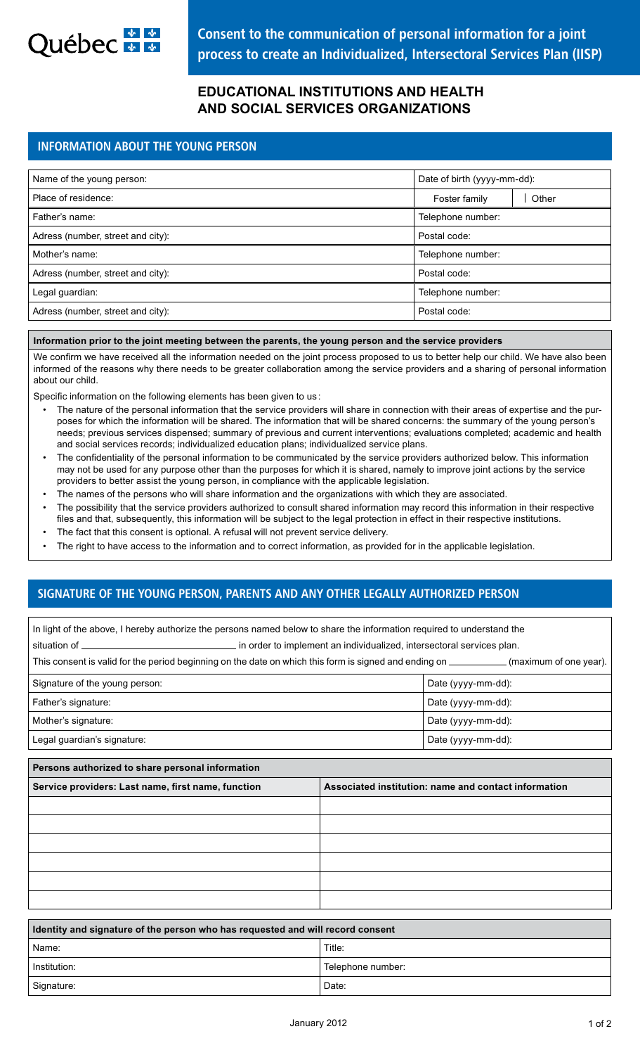Québec

# Consent to the communication of personal information for a joint process to create an Individualized, Intersectoral Services Plan (IISP)

## EDUCATIONAL INSTITUTIONS AND HEALTH AND SOCIAL SERVICES ORGANIZATIONS

## INFORMATION ABOUT THE YOUNG PERSON

| | | |
|---|---|---|
| Name of the young person: | Date of birth (yyyy-mm-dd): | |
| Place of residence: | Foster family | Other |
| Father's name: | Telephone number: | |
| Adress (number, street and city): | Postal code: | |
| Mother's name: | Telephone number: | |
| Adress (number, street and city): | Postal code: | |
| Legal guardian: | Telephone number: | |
| Adress (number, street and city): | Postal code: | |

**Information prior to the joint meeting between the parents, the young person and the service providers**

We confirm we have received all the information needed on the joint process proposed to us to better help our child. We have also been informed of the reasons why there needs to be greater collaboration among the service providers and a sharing of personal information about our child.

Specific information on the following elements has been given to us:

- The nature of the personal information that the service providers will share in connection with their areas of expertise and the purposes for which the information will be shared. The information that will be shared concerns: the summary of the young person's needs; previous services dispensed; summary of previous and current interventions; evaluations completed; academic and health and social services records; individualized education plans; individualized service plans.
- The confidentiality of the personal information to be communicated by the service providers authorized below. This information may not be used for any purpose other than the purposes for which it is shared, namely to improve joint actions by the service providers to better assist the young person, in compliance with the applicable legislation.
- The names of the persons who will share information and the organizations with which they are associated.
- The possibility that the service providers authorized to consult shared information may record this information in their respective files and that, subsequently, this information will be subject to the legal protection in effect in their respective institutions.
- The fact that this consent is optional. A refusal will not prevent service delivery.
- The right to have access to the information and to correct information, as provided for in the applicable legislation.

## SIGNATURE OF THE YOUNG PERSON, PARENTS AND ANY OTHER LEGALLY AUTHORIZED PERSON

In light of the above, I hereby authorize the persons named below to share the information required to understand the situation of ______________________________ in order to implement an individualized, intersectoral services plan.

This consent is valid for the period beginning on the date on which this form is signed and ending on ___________ (maximum of one year).

| | |
|---|---|
| Signature of the young person: | Date (yyyy-mm-dd): |
| Father's signature: | Date (yyyy-mm-dd): |
| Mother's signature: | Date (yyyy-mm-dd): |
| Legal guardian's signature: | Date (yyyy-mm-dd): |

**Persons authorized to share personal information**

| Service providers: Last name, first name, function | Associated institution: name and contact information |
|---|---|
| | |
| | |
| | |
| | |
| | |
| | |

**Identity and signature of the person who has requested and will record consent**

| | |
|---|---|
| Name: | Title: |
| Institution: | Telephone number: |
| Signature: | Date: |

January 2012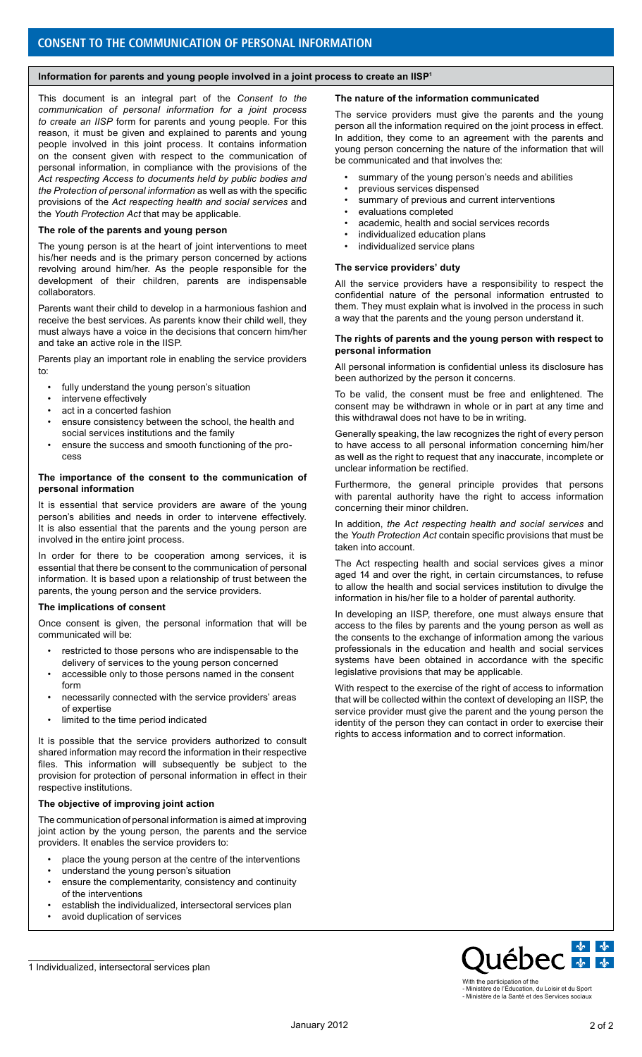# CONSENT TO THE COMMUNICATION OF PERSONAL INFORMATION

**Information for parents and young people involved in a joint process to create an IISP[1]**

This document is an integral part of the *Consent to the communication of personal information for a joint process to create an IISP* form for parents and young people. For this reason, it must be given and explained to parents and young people involved in this joint process. It contains information on the consent given with respect to the communication of personal information, in compliance with the provisions of the *Act respecting Access to documents held by public bodies and the Protection of personal information* as well as with the specific provisions of the *Act respecting health and social services* and the *Youth Protection Act* that may be applicable.

### The role of the parents and young person

The young person is at the heart of joint interventions to meet his/her needs and is the primary person concerned by actions revolving around him/her. As the people responsible for the development of their children, parents are indispensable collaborators.

Parents want their child to develop in a harmonious fashion and receive the best services. As parents know their child well, they must always have a voice in the decisions that concern him/her and take an active role in the IISP.

Parents play an important role in enabling the service providers to:

- fully understand the young person's situation
- intervene effectively
- act in a concerted fashion
- ensure consistency between the school, the health and social services institutions and the family
- ensure the success and smooth functioning of the process

### The importance of the consent to the communication of personal information

It is essential that service providers are aware of the young person's abilities and needs in order to intervene effectively. It is also essential that the parents and the young person are involved in the entire joint process.

In order for there to be cooperation among services, it is essential that there be consent to the communication of personal information. It is based upon a relationship of trust between the parents, the young person and the service providers.

### The implications of consent

Once consent is given, the personal information that will be communicated will be:

- restricted to those persons who are indispensable to the delivery of services to the young person concerned
- accessible only to those persons named in the consent form
- necessarily connected with the service providers' areas of expertise
- limited to the time period indicated

It is possible that the service providers authorized to consult shared information may record the information in their respective files. This information will subsequently be subject to the provision for protection of personal information in effect in their respective institutions.

### The objective of improving joint action

The communication of personal information is aimed at improving joint action by the young person, the parents and the service providers. It enables the service providers to:

- place the young person at the centre of the interventions
- understand the young person's situation
- ensure the complementarity, consistency and continuity of the interventions
- establish the individualized, intersectoral services plan
- avoid duplication of services

### The nature of the information communicated

The service providers must give the parents and the young person all the information required on the joint process in effect. In addition, they come to an agreement with the parents and young person concerning the nature of the information that will be communicated and that involves the:

- summary of the young person's needs and abilities
- previous services dispensed
- summary of previous and current interventions
- evaluations completed
- academic, health and social services records
- individualized education plans
- individualized service plans

### The service providers' duty

All the service providers have a responsibility to respect the confidential nature of the personal information entrusted to them. They must explain what is involved in the process in such a way that the parents and the young person understand it.

### The rights of parents and the young person with respect to personal information

All personal information is confidential unless its disclosure has been authorized by the person it concerns.

To be valid, the consent must be free and enlightened. The consent may be withdrawn in whole or in part at any time and this withdrawal does not have to be in writing.

Generally speaking, the law recognizes the right of every person to have access to all personal information concerning him/her as well as the right to request that any inaccurate, incomplete or unclear information be rectified.

Furthermore, the general principle provides that persons with parental authority have the right to access information concerning their minor children.

In addition, *the Act respecting health and social services* and the *Youth Protection Act* contain specific provisions that must be taken into account.

The Act respecting health and social services gives a minor aged 14 and over the right, in certain circumstances, to refuse to allow the health and social services institution to divulge the information in his/her file to a holder of parental authority.

In developing an IISP, therefore, one must always ensure that access to the files by parents and the young person as well as the consents to the exchange of information among the various professionals in the education and health and social services systems have been obtained in accordance with the specific legislative provisions that may be applicable.

With respect to the exercise of the right of access to information that will be collected within the context of developing an IISP, the service provider must give the parent and the young person the identity of the person they can contact in order to exercise their rights to access information and to correct information.

[1] Individualized, intersectoral services plan

Québec

With the participation of the
- Ministère de l'Éducation, du Loisir et du Sport
- Ministère de la Santé et des Services sociaux

January 2012